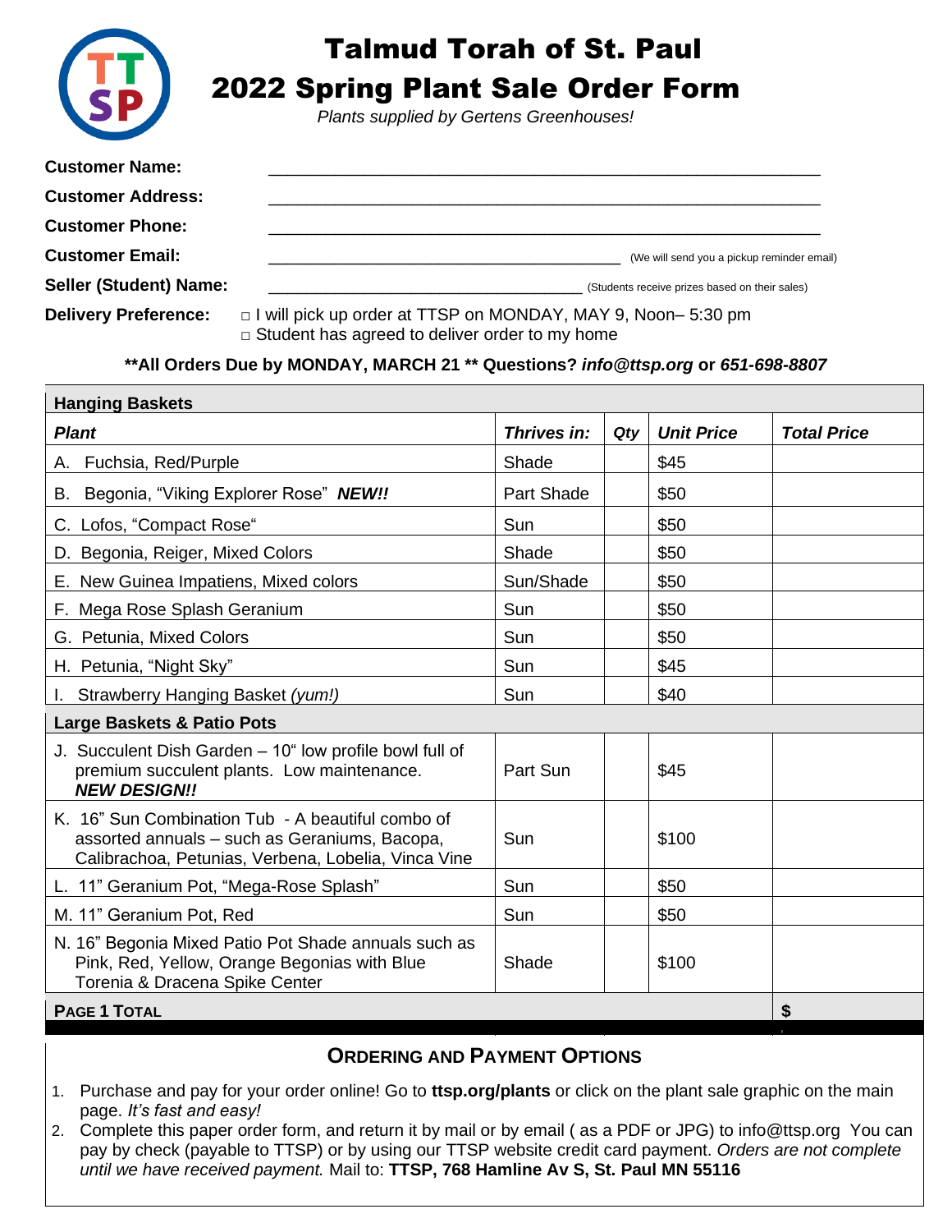# Talmud Torah of St. Paul
# 2022 Spring Plant Sale Order Form

*Plants supplied by Gertens Greenhouses!*

**Customer Name:** ____________________________________________

**Customer Address:** ____________________________________________

**Customer Phone:** ____________________________________________

**Customer Email:** ______________________________ (We will send you a pickup reminder email)

**Seller (Student) Name:** __________________________ (Students receive prizes based on their sales)

**Delivery Preference:** □ I will pick up order at TTSP on MONDAY, MAY 9, Noon– 5:30 pm
□ Student has agreed to deliver order to my home

**\*\*All Orders Due by MONDAY, MARCH 21 \*\* Questions? *info@ttsp.org* or *651-698-8807***

| ***Plant*** | ***Thrives in:*** | ***Qty*** | ***Unit Price*** | ***Total Price*** |
|---|---|---|---|---|
| **Hanging Baskets** | | | | |
| A. Fuchsia, Red/Purple | Shade | | $45 | |
| B. Begonia, "Viking Explorer Rose" ***NEW!!*** | Part Shade | | $50 | |
| C. Lofos, "Compact Rose" | Sun | | $50 | |
| D. Begonia, Reiger, Mixed Colors | Shade | | $50 | |
| E. New Guinea Impatiens, Mixed colors | Sun/Shade | | $50 | |
| F. Mega Rose Splash Geranium | Sun | | $50 | |
| G. Petunia, Mixed Colors | Sun | | $50 | |
| H. Petunia, "Night Sky" | Sun | | $45 | |
| I. Strawberry Hanging Basket *(yum!)* | Sun | | $40 | |
| **Large Baskets & Patio Pots** | | | | |
| J. Succulent Dish Garden – 10" low profile bowl full of premium succulent plants. Low maintenance. ***NEW DESIGN!!*** | Part Sun | | $45 | |
| K. 16" Sun Combination Tub - A beautiful combo of assorted annuals – such as Geraniums, Bacopa, Calibrachoa, Petunias, Verbena, Lobelia, Vinca Vine | Sun | | $100 | |
| L. 11" Geranium Pot, "Mega-Rose Splash" | Sun | | $50 | |
| M. 11" Geranium Pot, Red | Sun | | $50 | |
| N. 16" Begonia Mixed Patio Pot Shade annuals such as Pink, Red, Yellow, Orange Begonias with Blue Torenia & Dracena Spike Center | Shade | | $100 | |
| **PAGE 1 TOTAL** | | | | **$** |

## ORDERING AND PAYMENT OPTIONS

1. Purchase and pay for your order online! Go to **ttsp.org/plants** or click on the plant sale graphic on the main page. *It's fast and easy!*
2. Complete this paper order form, and return it by mail or by email ( as a PDF or JPG) to info@ttsp.org You can pay by check (payable to TTSP) or by using our TTSP website credit card payment. *Orders are not complete until we have received payment.* Mail to: **TTSP, 768 Hamline Av S, St. Paul MN 55116**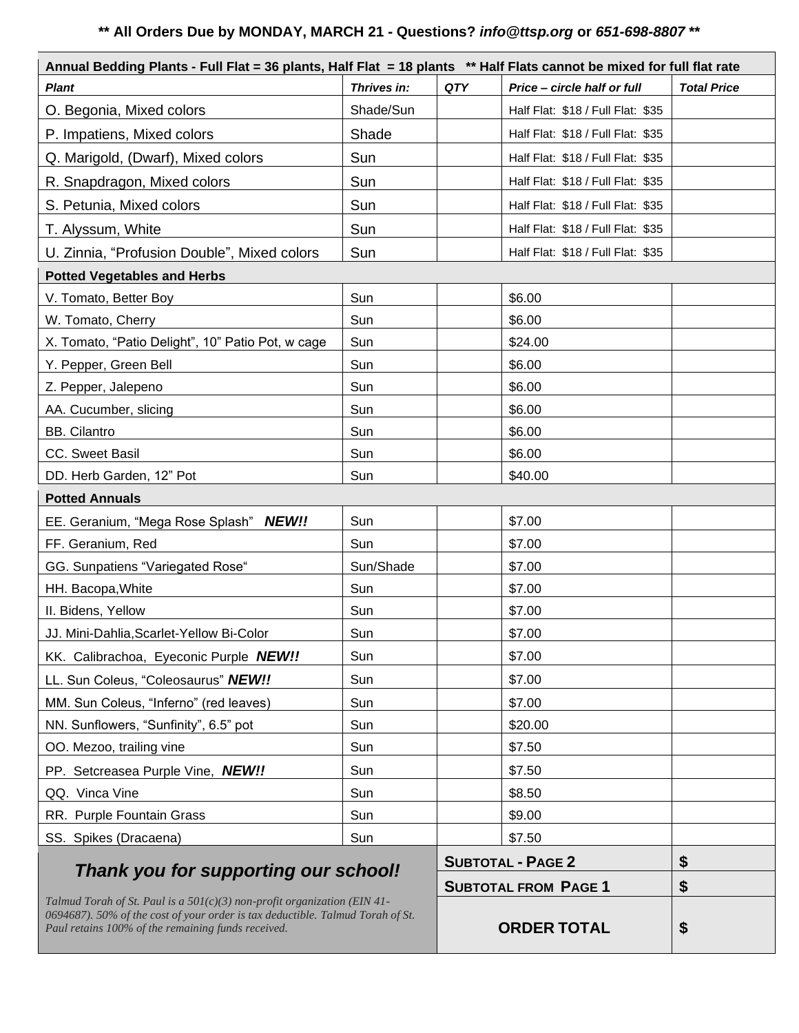**\*\* All Orders Due by MONDAY, MARCH 21 - Questions? *info@ttsp.org* or *651-698-8807* \*\***

| Plant | Thrives in: | QTY | Price – circle half or full | Total Price |
|---|---|---|---|---|
| **Annual Bedding Plants - Full Flat = 36 plants, Half Flat = 18 plants ** Half Flats cannot be mixed for full flat rate** | | | | |
| O. Begonia, Mixed colors | Shade/Sun | | Half Flat: $18 / Full Flat: $35 | |
| P. Impatiens, Mixed colors | Shade | | Half Flat: $18 / Full Flat: $35 | |
| Q. Marigold, (Dwarf), Mixed colors | Sun | | Half Flat: $18 / Full Flat: $35 | |
| R. Snapdragon, Mixed colors | Sun | | Half Flat: $18 / Full Flat: $35 | |
| S. Petunia, Mixed colors | Sun | | Half Flat: $18 / Full Flat: $35 | |
| T. Alyssum, White | Sun | | Half Flat: $18 / Full Flat: $35 | |
| U. Zinnia, “Profusion Double”, Mixed colors | Sun | | Half Flat: $18 / Full Flat: $35 | |
| **Potted Vegetables and Herbs** | | | | |
| V. Tomato, Better Boy | Sun | | $6.00 | |
| W. Tomato, Cherry | Sun | | $6.00 | |
| X. Tomato, “Patio Delight”, 10” Patio Pot, w cage | Sun | | $24.00 | |
| Y. Pepper, Green Bell | Sun | | $6.00 | |
| Z. Pepper, Jalepeno | Sun | | $6.00 | |
| AA. Cucumber, slicing | Sun | | $6.00 | |
| BB. Cilantro | Sun | | $6.00 | |
| CC. Sweet Basil | Sun | | $6.00 | |
| DD. Herb Garden, 12” Pot | Sun | | $40.00 | |
| **Potted Annuals** | | | | |
| EE. Geranium, “Mega Rose Splash” ***NEW!!*** | Sun | | $7.00 | |
| FF. Geranium, Red | Sun | | $7.00 | |
| GG. Sunpatiens “Variegated Rose“ | Sun/Shade | | $7.00 | |
| HH. Bacopa,White | Sun | | $7.00 | |
| II. Bidens, Yellow | Sun | | $7.00 | |
| JJ. Mini-Dahlia,Scarlet-Yellow Bi-Color | Sun | | $7.00 | |
| KK. Calibrachoa, Eyeconic Purple ***NEW!!*** | Sun | | $7.00 | |
| LL. Sun Coleus, “Coleosaurus” ***NEW!!*** | Sun | | $7.00 | |
| MM. Sun Coleus, “Inferno” (red leaves) | Sun | | $7.00 | |
| NN. Sunflowers, “Sunfinity”, 6.5” pot | Sun | | $20.00 | |
| OO. Mezoo, trailing vine | Sun | | $7.50 | |
| PP. Setcreasea Purple Vine, ***NEW!!*** | Sun | | $7.50 | |
| QQ. Vinca Vine | Sun | | $8.50 | |
| RR. Purple Fountain Grass | Sun | | $9.00 | |
| SS. Spikes (Dracaena) | Sun | | $7.50 | |

| | |
|---|---|
| **SUBTOTAL - PAGE 2** | **$** |
| **SUBTOTAL FROM PAGE 1** | **$** |
| **ORDER TOTAL** | **$** |

***Thank you for supporting our school!***

*Talmud Torah of St. Paul is a 501(c)(3) non-profit organization (EIN 41-0694687). 50% of the cost of your order is tax deductible. Talmud Torah of St. Paul retains 100% of the remaining funds received.*